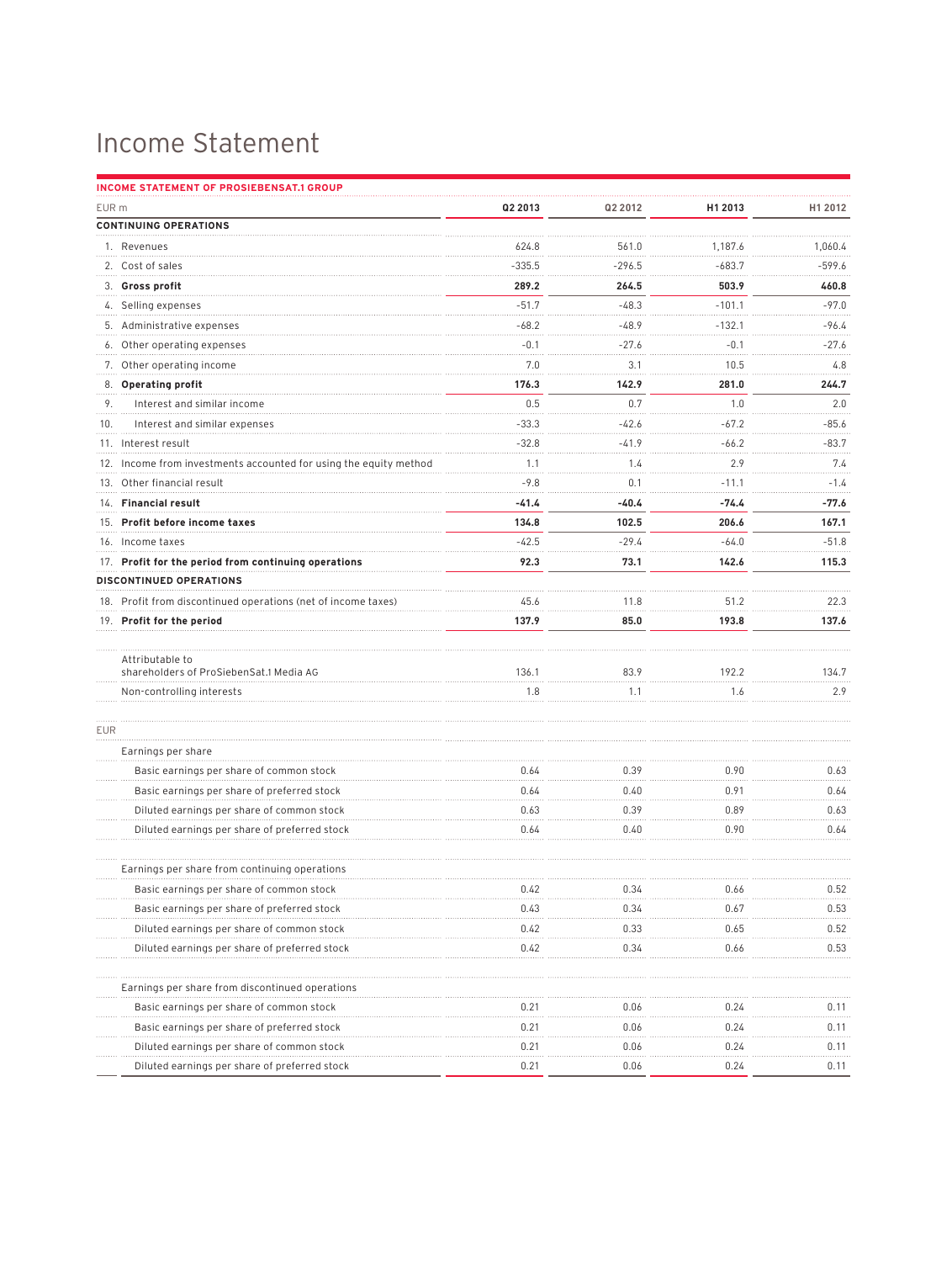# Income Statement

**INCOME STATEMENT OF PROSIEBENSAT.1 GROUP**

| EUR m | Q2 2013 | Q2 2012 | H1 2013 | H1 2012 |
|---|---|---|---|---|
| **CONTINUING OPERATIONS** | | | | |
| 1. Revenues | 624.8 | 561.0 | 1,187.6 | 1,060.4 |
| 2. Cost of sales | -335.5 | -296.5 | -683.7 | -599.6 |
| 3. **Gross profit** | **289.2** | **264.5** | **503.9** | **460.8** |
| 4. Selling expenses | -51.7 | -48.3 | -101.1 | -97.0 |
| 5. Administrative expenses | -68.2 | -48.9 | -132.1 | -96.4 |
| 6. Other operating expenses | -0.1 | -27.6 | -0.1 | -27.6 |
| 7. Other operating income | 7.0 | 3.1 | 10.5 | 4.8 |
| 8. **Operating profit** | **176.3** | **142.9** | **281.0** | **244.7** |
| 9. Interest and similar income | 0.5 | 0.7 | 1.0 | 2.0 |
| 10. Interest and similar expenses | -33.3 | -42.6 | -67.2 | -85.6 |
| 11. Interest result | -32.8 | -41.9 | -66.2 | -83.7 |
| 12. Income from investments accounted for using the equity method | 1.1 | 1.4 | 2.9 | 7.4 |
| 13. Other financial result | -9.8 | 0.1 | -11.1 | -1.4 |
| 14. **Financial result** | **-41.4** | **-40.4** | **-74.4** | **-77.6** |
| 15. **Profit before income taxes** | **134.8** | **102.5** | **206.6** | **167.1** |
| 16. Income taxes | -42.5 | -29.4 | -64.0 | -51.8 |
| 17. **Profit for the period from continuing operations** | **92.3** | **73.1** | **142.6** | **115.3** |
| **DISCONTINUED OPERATIONS** | | | | |
| 18. Profit from discontinued operations (net of income taxes) | 45.6 | 11.8 | 51.2 | 22.3 |
| 19. **Profit for the period** | **137.9** | **85.0** | **193.8** | **137.6** |
| Attributable to shareholders of ProSiebenSat.1 Media AG | 136.1 | 83.9 | 192.2 | 134.7 |
| Non-controlling interests | 1.8 | 1.1 | 1.6 | 2.9 |
| EUR | | | | |
| Earnings per share | | | | |
| Basic earnings per share of common stock | 0.64 | 0.39 | 0.90 | 0.63 |
| Basic earnings per share of preferred stock | 0.64 | 0.40 | 0.91 | 0.64 |
| Diluted earnings per share of common stock | 0.63 | 0.39 | 0.89 | 0.63 |
| Diluted earnings per share of preferred stock | 0.64 | 0.40 | 0.90 | 0.64 |
| Earnings per share from continuing operations | | | | |
| Basic earnings per share of common stock | 0.42 | 0.34 | 0.66 | 0.52 |
| Basic earnings per share of preferred stock | 0.43 | 0.34 | 0.67 | 0.53 |
| Diluted earnings per share of common stock | 0.42 | 0.33 | 0.65 | 0.52 |
| Diluted earnings per share of preferred stock | 0.42 | 0.34 | 0.66 | 0.53 |
| Earnings per share from discontinued operations | | | | |
| Basic earnings per share of common stock | 0.21 | 0.06 | 0.24 | 0.11 |
| Basic earnings per share of preferred stock | 0.21 | 0.06 | 0.24 | 0.11 |
| Diluted earnings per share of common stock | 0.21 | 0.06 | 0.24 | 0.11 |
| Diluted earnings per share of preferred stock | 0.21 | 0.06 | 0.24 | 0.11 |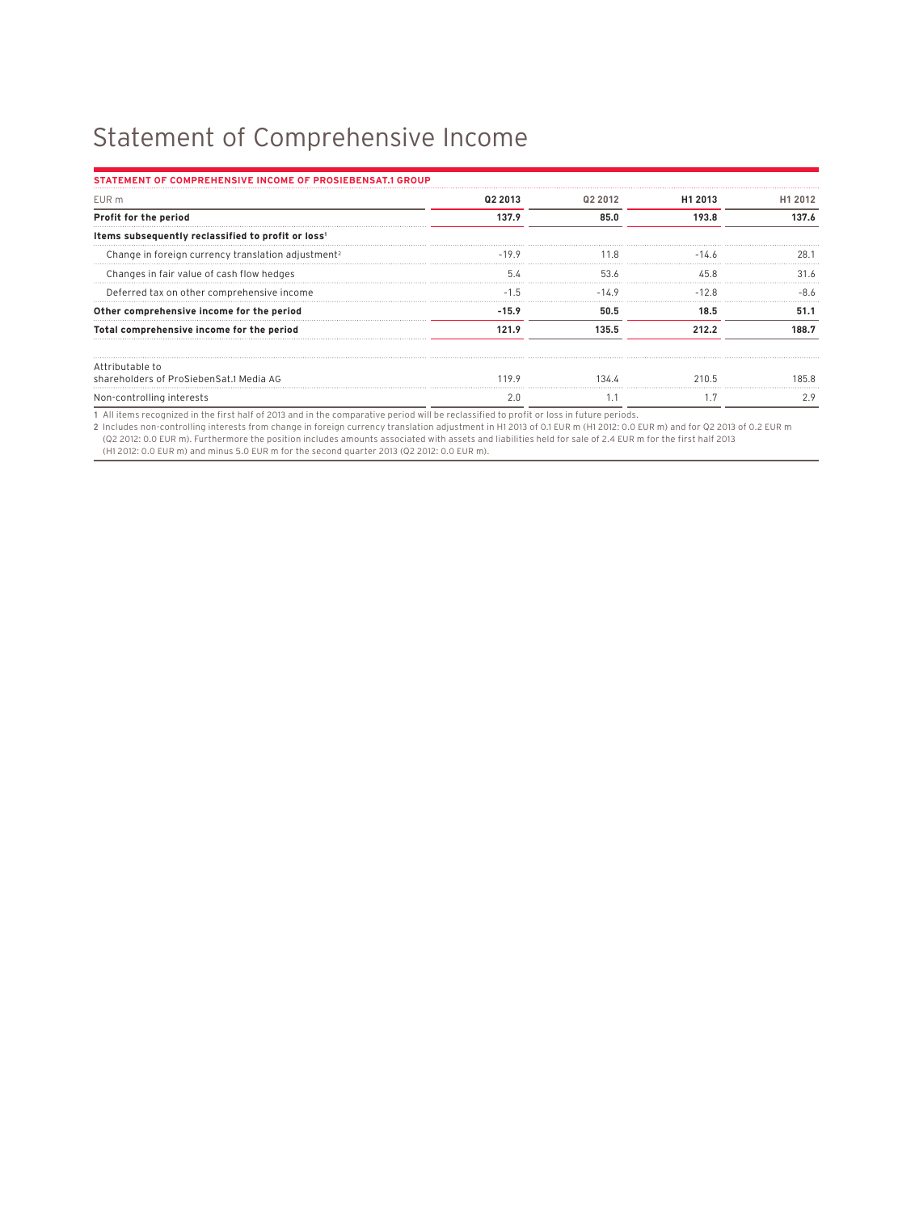# Statement of Comprehensive Income

**STATEMENT OF COMPREHENSIVE INCOME OF PROSIEBENSAT.1 GROUP**

| EUR m | Q2 2013 | Q2 2012 | H1 2013 | H1 2012 |
|---|---|---|---|---|
| **Profit for the period** | **137.9** | **85.0** | **193.8** | **137.6** |
| **Items subsequently reclassified to profit or loss[1]** | | | | |
| Change in foreign currency translation adjustment[2] | -19.9 | 11.8 | -14.6 | 28.1 |
| Changes in fair value of cash flow hedges | 5.4 | 53.6 | 45.8 | 31.6 |
| Deferred tax on other comprehensive income | -1.5 | -14.9 | -12.8 | -8.6 |
| **Other comprehensive income for the period** | **-15.9** | **50.5** | **18.5** | **51.1** |
| **Total comprehensive income for the period** | **121.9** | **135.5** | **212.2** | **188.7** |
| Attributable to shareholders of ProSiebenSat.1 Media AG | 119.9 | 134.4 | 210.5 | 185.8 |
| Non-controlling interests | 2.0 | 1.1 | 1.7 | 2.9 |

1 All items recognized in the first half of 2013 and in the comparative period will be reclassified to profit or loss in future periods.

2 Includes non-controlling interests from change in foreign currency translation adjustment in H1 2013 of 0.1 EUR m (H1 2012: 0.0 EUR m) and for Q2 2013 of 0.2 EUR m (Q2 2012: 0.0 EUR m). Furthermore the position includes amounts associated with assets and liabilities held for sale of 2.4 EUR m for the first half 2013 (H1 2012: 0.0 EUR m) and minus 5.0 EUR m for the second quarter 2013 (Q2 2012: 0.0 EUR m).